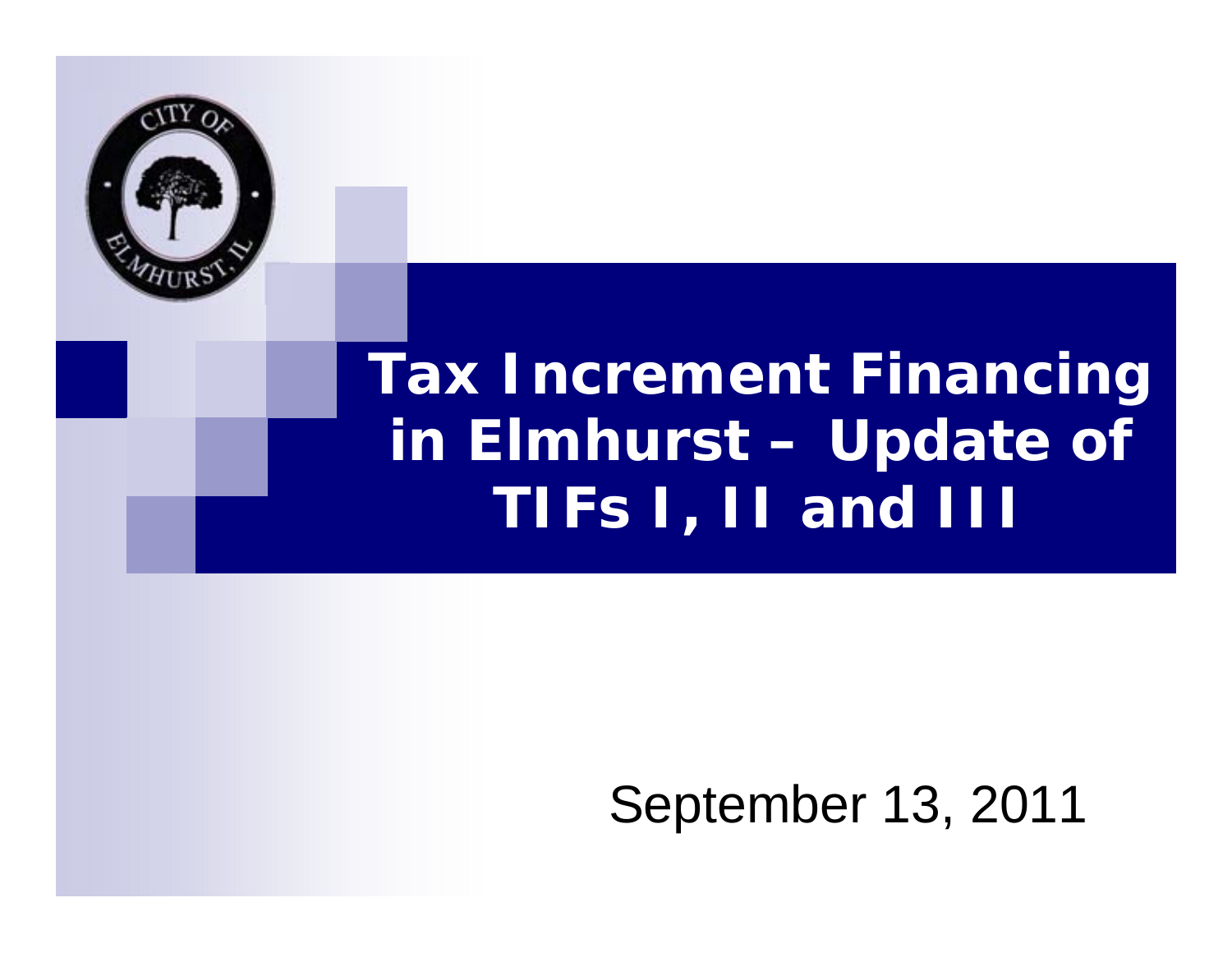# Tax Increment Financing in Elmhurst – Update of TIFs I, II and III

September 13, 2011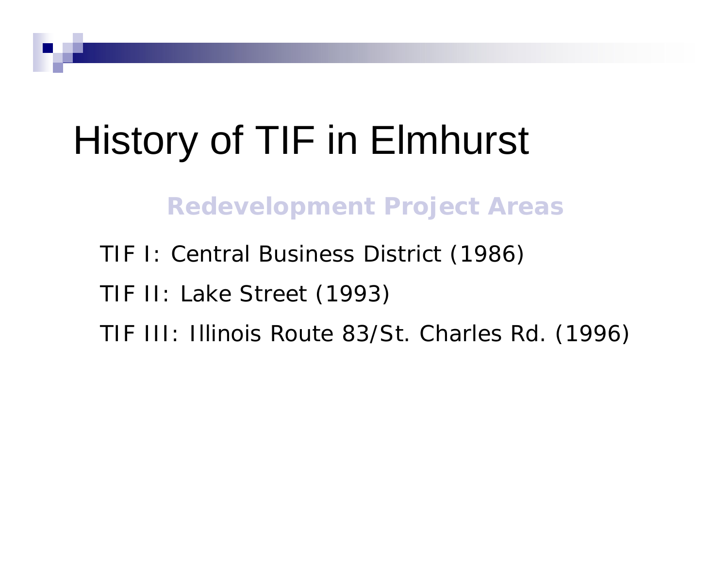# History of TIF in Elmhurst

**Redevelopment Project Areas**

TIF I: Central Business District (1986)

TIF II: Lake Street (1993)

TIF III: Illinois Route 83/St. Charles Rd. (1996)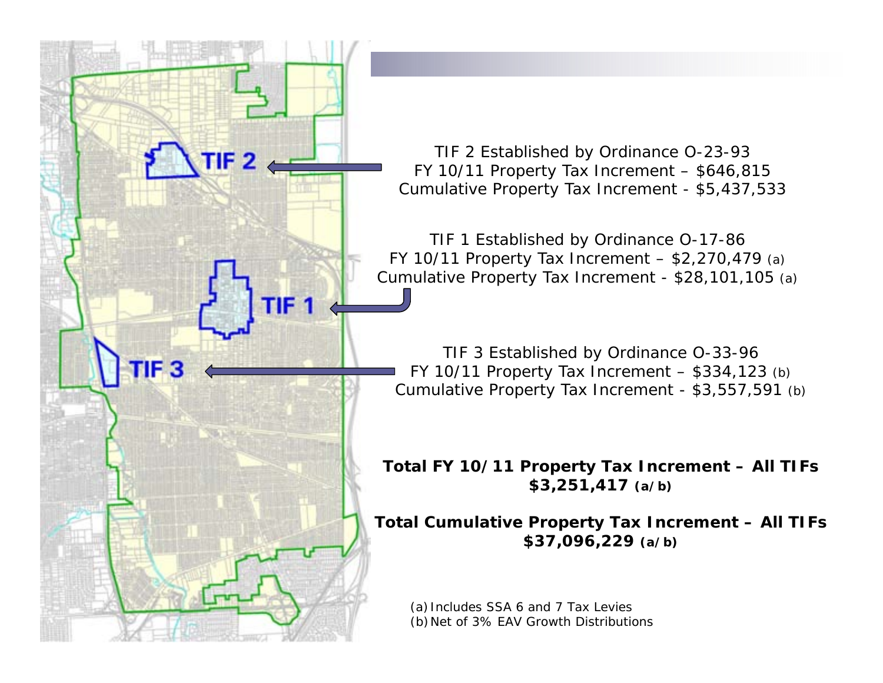TIF 2 Established by Ordinance O-23-93
FY 10/11 Property Tax Increment – $646,815
Cumulative Property Tax Increment - $5,437,533

TIF 1 Established by Ordinance O-17-86
FY 10/11 Property Tax Increment – $2,270,479 (a)
Cumulative Property Tax Increment - $28,101,105 (a)

TIF 3 Established by Ordinance O-33-96
FY 10/11 Property Tax Increment – $334,123 (b)
Cumulative Property Tax Increment - $3,557,591 (b)

**Total FY 10/11 Property Tax Increment – All TIFs**
**$3,251,417 (a/b)**

**Total Cumulative Property Tax Increment – All TIFs**
**$37,096,229 (a/b)**

(a) Includes SSA 6 and 7 Tax Levies
(b) Net of 3% EAV Growth Distributions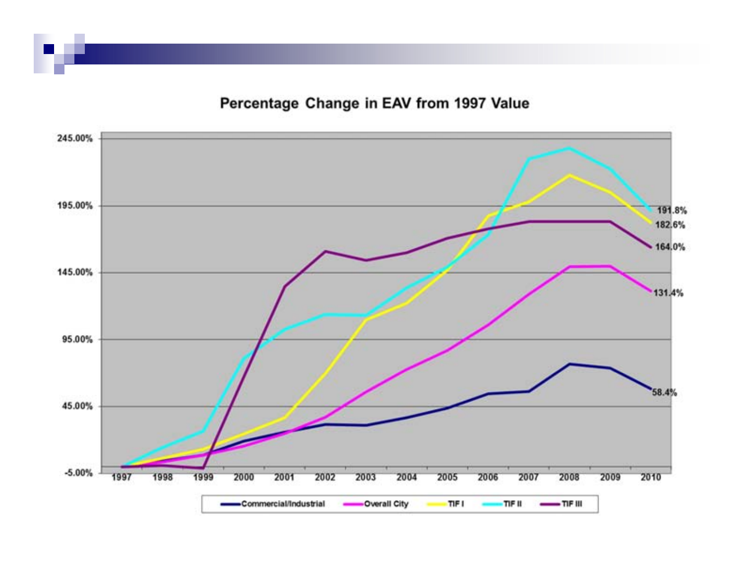**Percentage Change in EAV from 1997 Value**

245.00%

195.00%

145.00%

95.00%

45.00%

-5.00%

1997 1998 1999 2000 2001 2002 2003 2004 2005 2006 2007 2008 2009 2010

191.8%

182.6%

164.0%

131.4%

58.4%

Commercial/Industrial — Overall City — TIF I — TIF II — TIF III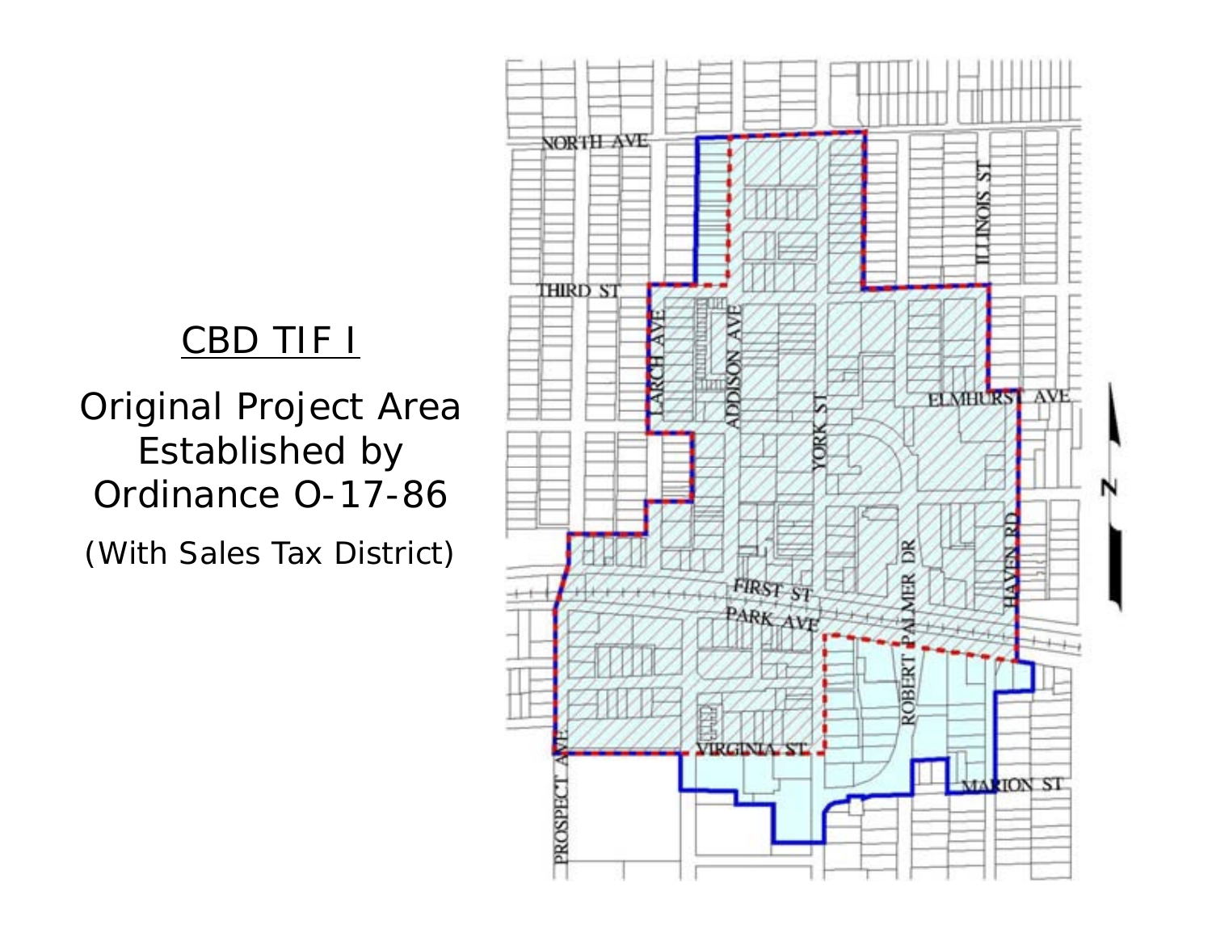## CBD TIF I

Original Project Area Established by Ordinance O-17-86

(With Sales Tax District)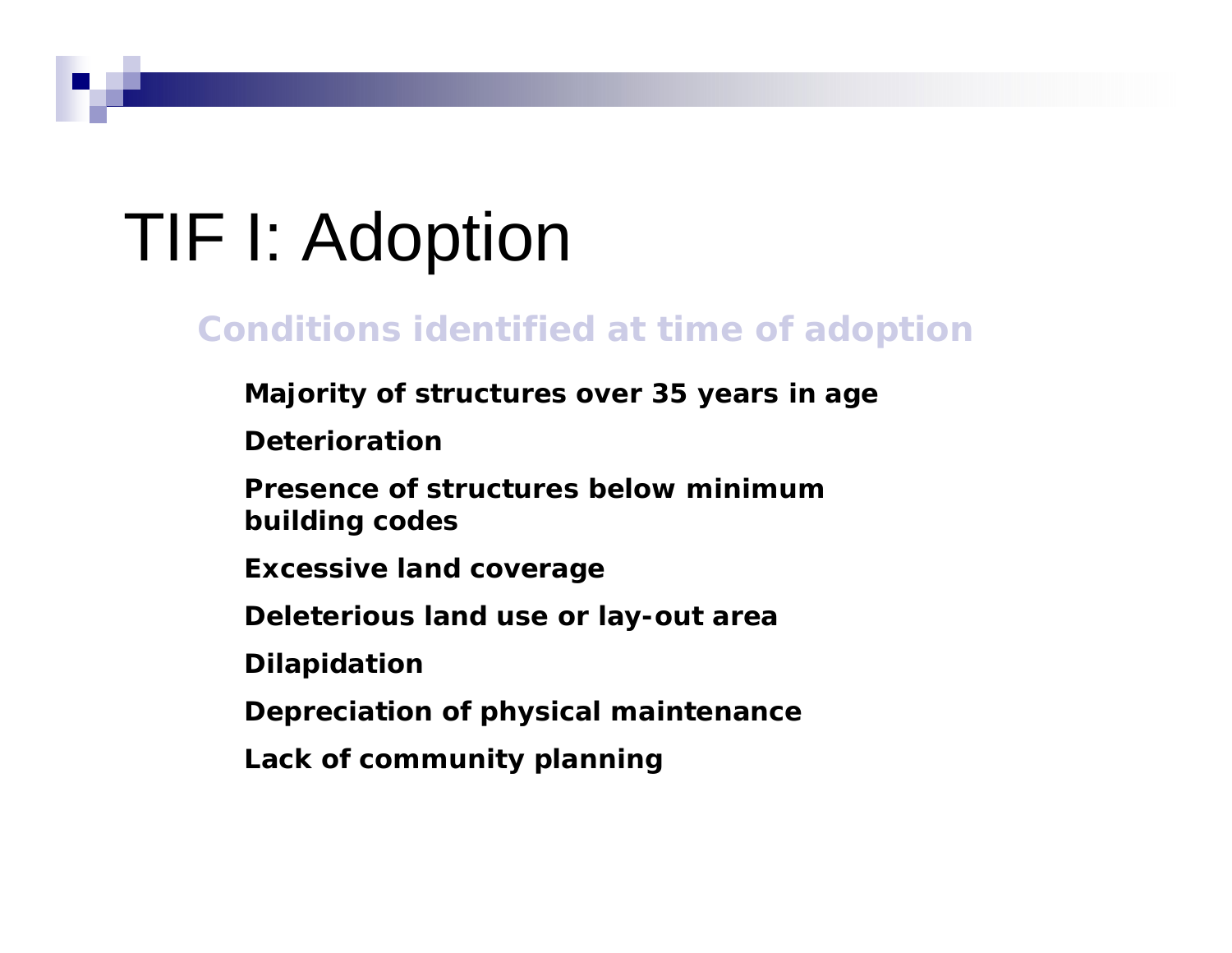# TIF I: Adoption

## Conditions identified at time of adoption

- **Majority of structures over 35 years in age**
- **Deterioration**
- **Presence of structures below minimum building codes**
- **Excessive land coverage**
- **Deleterious land use or lay-out area**
- **Dilapidation**
- **Depreciation of physical maintenance**
- **Lack of community planning**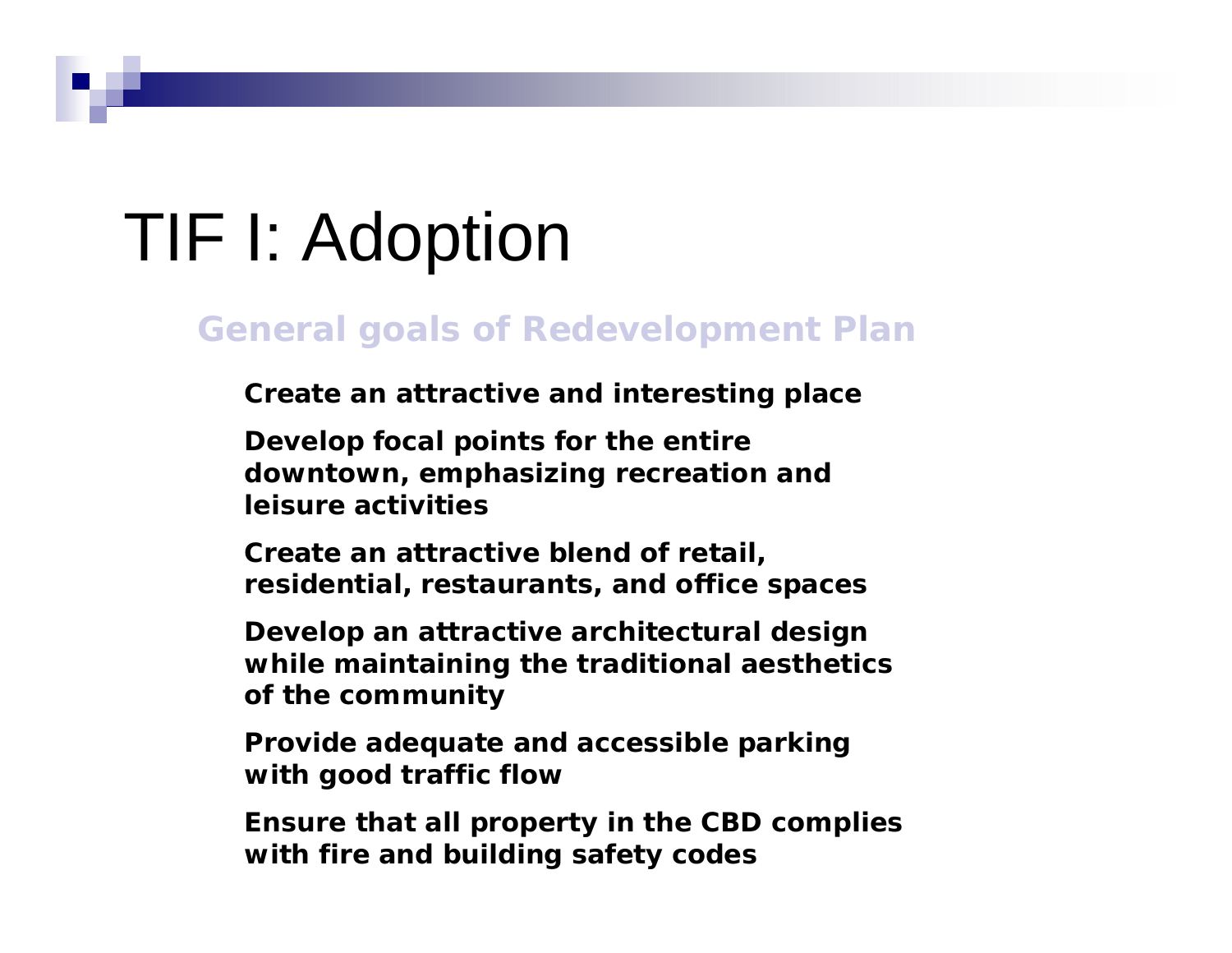# TIF I: Adoption

## General goals of Redevelopment Plan

- **Create an attractive and interesting place**
- **Develop focal points for the entire downtown, emphasizing recreation and leisure activities**
- **Create an attractive blend of retail, residential, restaurants, and office spaces**
- **Develop an attractive architectural design while maintaining the traditional aesthetics of the community**
- **Provide adequate and accessible parking with good traffic flow**
- **Ensure that all property in the CBD complies with fire and building safety codes**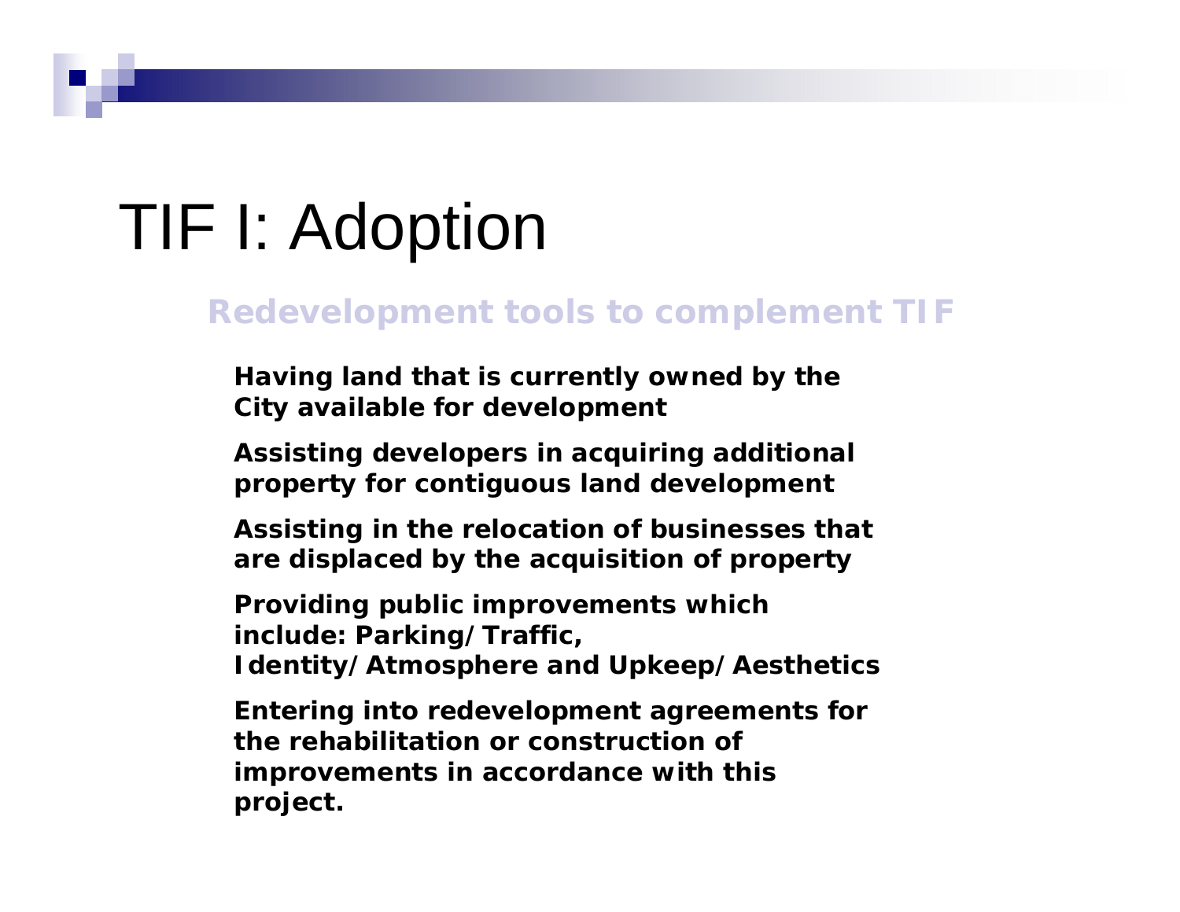# TIF I: Adoption

## Redevelopment tools to complement TIF

- **Having land that is currently owned by the City available for development**
- **Assisting developers in acquiring additional property for contiguous land development**
- **Assisting in the relocation of businesses that are displaced by the acquisition of property**
- **Providing public improvements which include: Parking/Traffic, Identity/Atmosphere and Upkeep/Aesthetics**
- **Entering into redevelopment agreements for the rehabilitation or construction of improvements in accordance with this project.**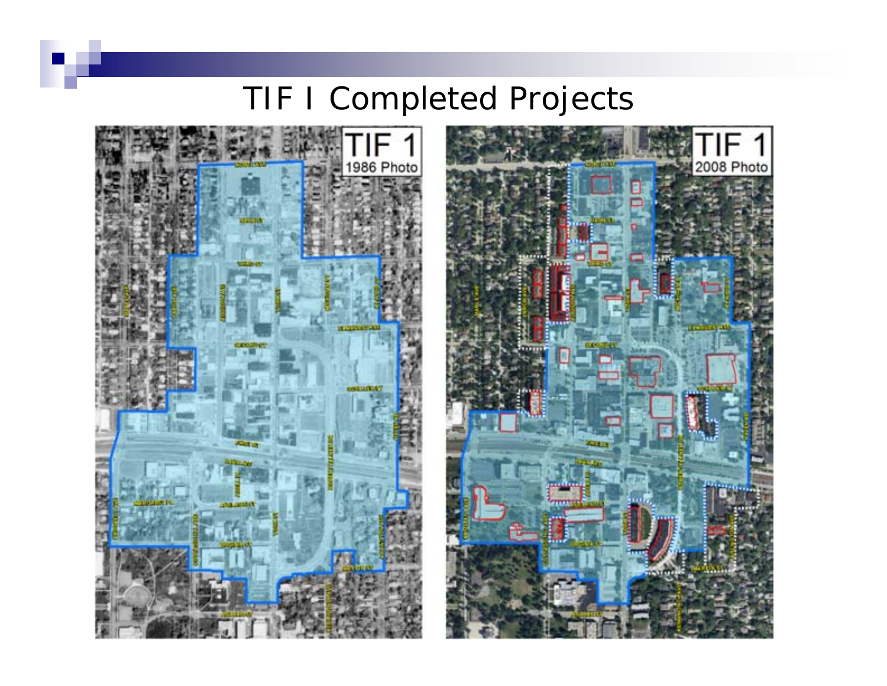# TIF I Completed Projects

TIF 1
1986 Photo

TIF 1
2008 Photo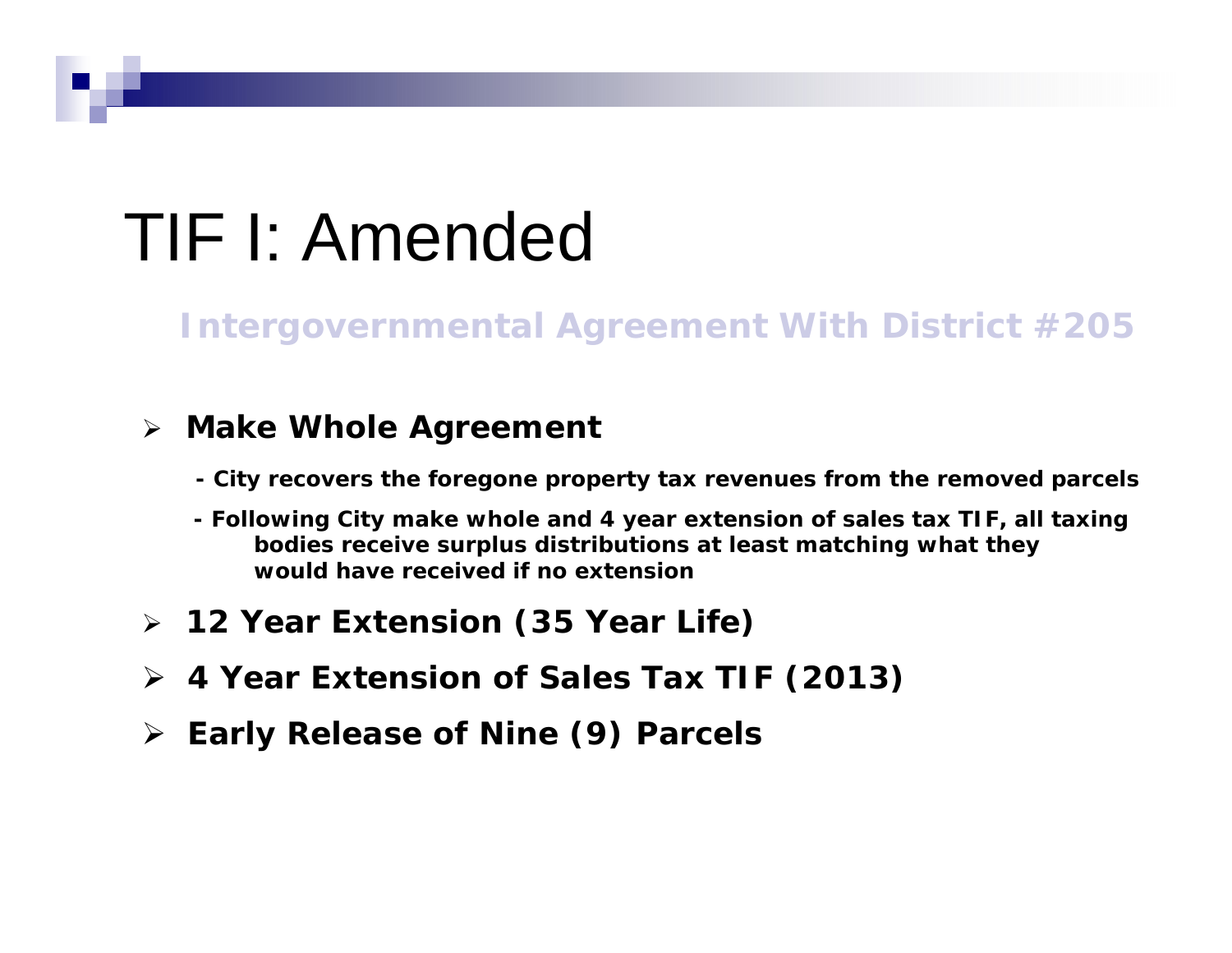# TIF I: Amended

## Intergovernmental Agreement With District #205

- **Make Whole Agreement**
  - **- City recovers the foregone property tax revenues from the removed parcels**
  - **- Following City make whole and 4 year extension of sales tax TIF, all taxing bodies receive surplus distributions at least matching what they would have received if no extension**
- **12 Year Extension (35 Year Life)**
- **4 Year Extension of Sales Tax TIF (2013)**
- **Early Release of Nine (9) Parcels**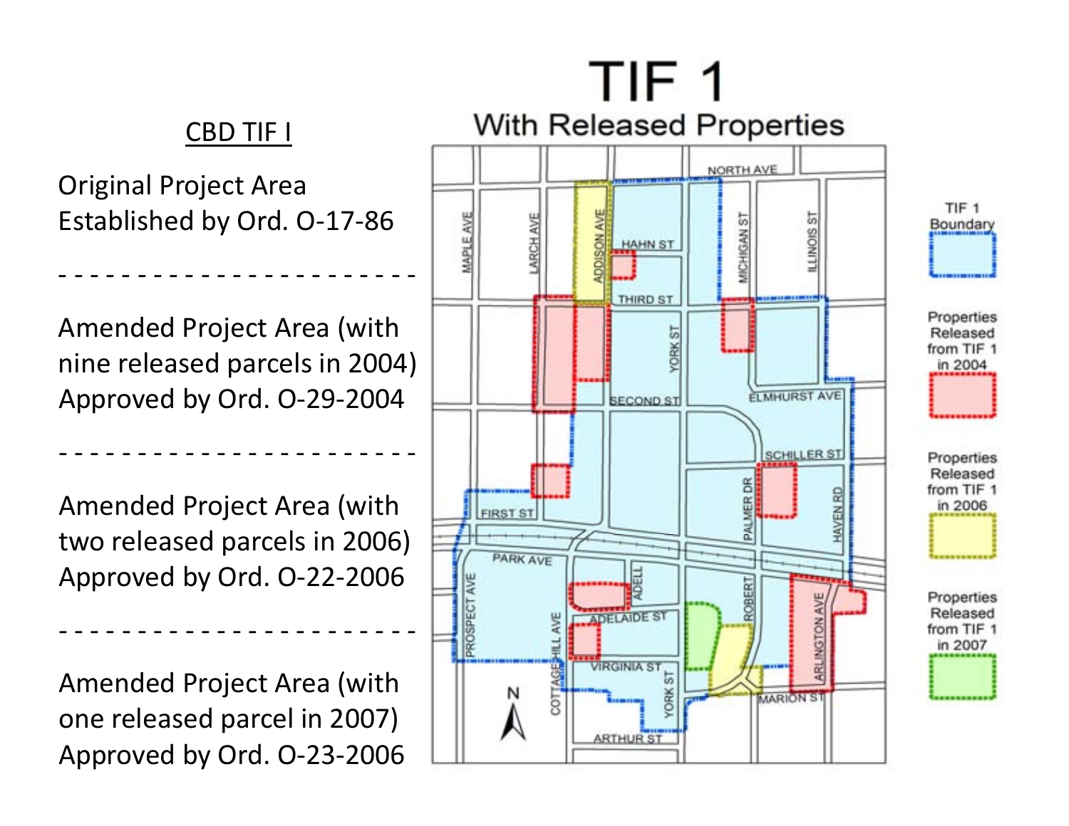## CBD TIF I

Original Project Area
Established by Ord. O-17-86

- - - - - - - - - - - - - - - - - - - - - - -

Amended Project Area (with nine released parcels in 2004)
Approved by Ord. O-29-2004

- - - - - - - - - - - - - - - - - - - - - - -

Amended Project Area (with two released parcels in 2006)
Approved by Ord. O-22-2006

- - - - - - - - - - - - - - - - - - - - - - -

Amended Project Area (with one released parcel in 2007)
Approved by Ord. O-23-2006

# TIF 1

## With Released Properties

NORTH AVE, MAPLE AVE, LARCH AVE, ADDISON AVE, HAHN ST, THIRD ST, YORK ST, MICHIGAN ST, ILLINOIS ST, SECOND ST, ELMHURST AVE, SCHILLER ST, PALMER DR, HAVEN RD, FIRST ST, PARK AVE, PROSPECT AVE, COTTAGE HILL AVE, ADELL, ADELAIDE ST, ROBERT, ARLINGTON AVE, VIRGINIA ST, YORK ST, MARION ST, ARTHUR ST, N

TIF 1 Boundary

Properties Released from TIF 1 in 2004

Properties Released from TIF 1 in 2006

Properties Released from TIF 1 in 2007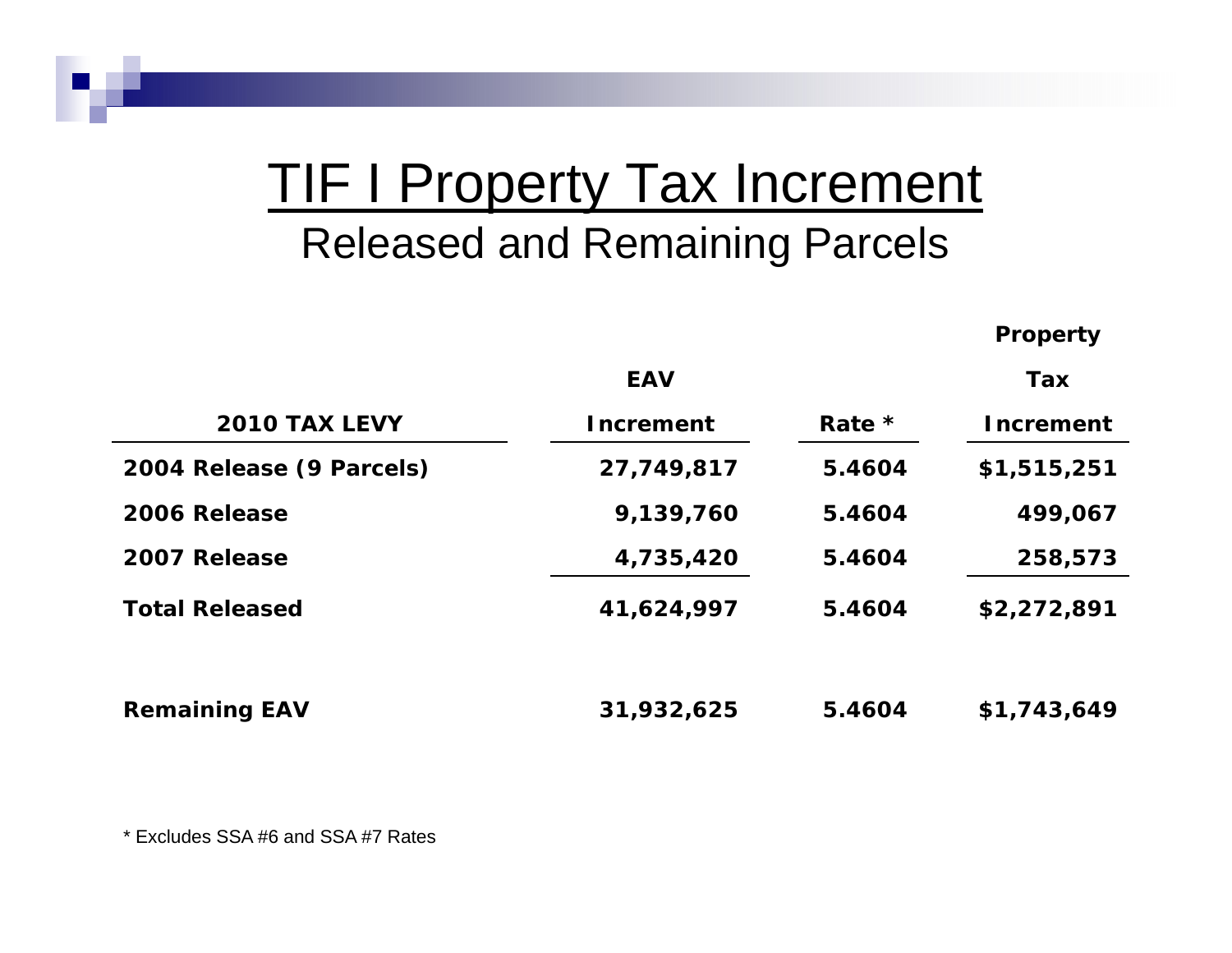# TIF I Property Tax Increment

## Released and Remaining Parcels

| 2010 TAX LEVY | EAV Increment | Rate * | Property Tax Increment |
|---|---|---|---|
| 2004 Release (9 Parcels) | 27,749,817 | 5.4604 | $1,515,251 |
| 2006 Release | 9,139,760 | 5.4604 | 499,067 |
| 2007 Release | 4,735,420 | 5.4604 | 258,573 |
| Total Released | 41,624,997 | 5.4604 | $2,272,891 |
| | | | |
| Remaining EAV | 31,932,625 | 5.4604 | $1,743,649 |

* Excludes SSA #6 and SSA #7 Rates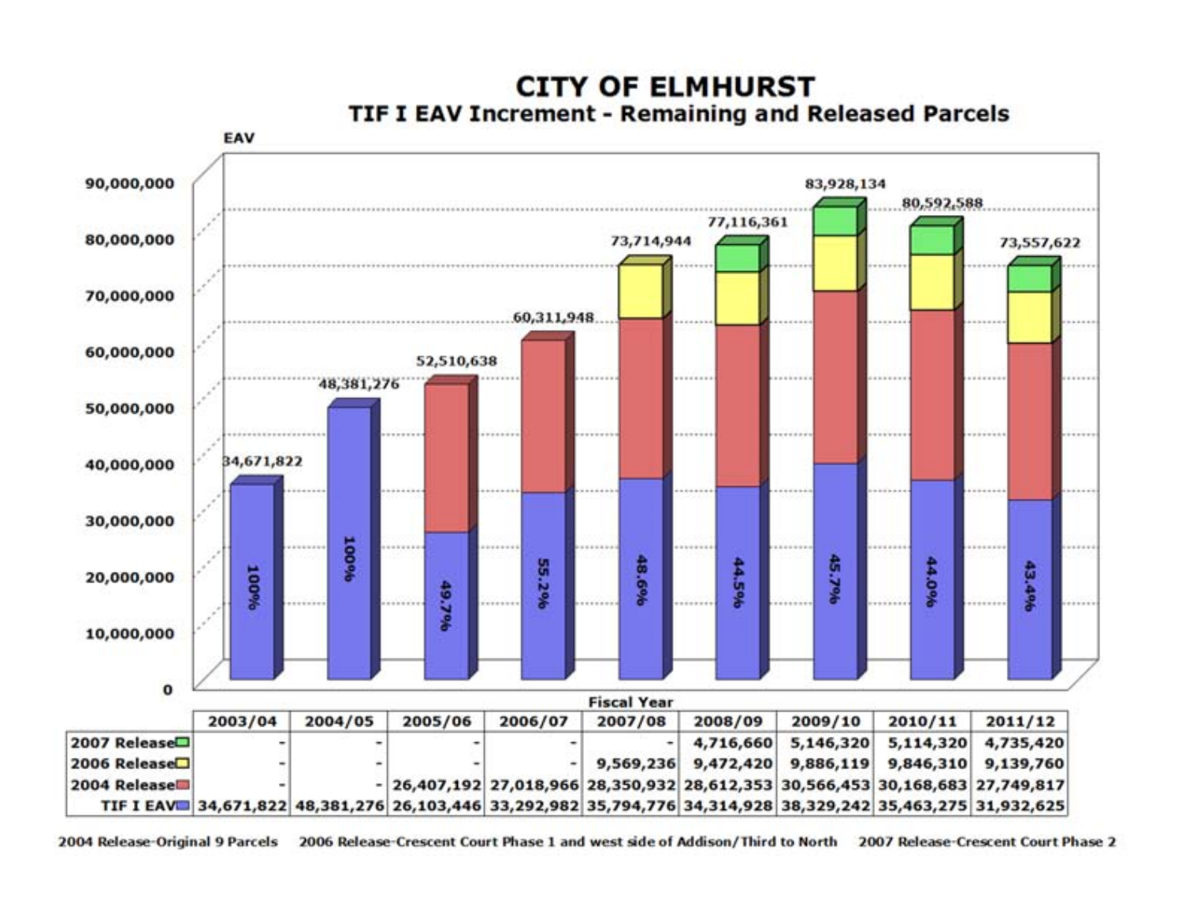# CITY OF ELMHURST

## TIF I EAV Increment - Remaining and Released Parcels

| | 2003/04 | 2004/05 | 2005/06 | 2006/07 | 2007/08 | 2008/09 | 2009/10 | 2010/11 | 2011/12 |
|---|---|---|---|---|---|---|---|---|---|
| 2007 Release | - | - | - | - | - | 4,716,660 | 5,146,320 | 5,114,320 | 4,735,420 |
| 2006 Release | - | - | - | - | 9,569,236 | 9,472,420 | 9,886,119 | 9,846,310 | 9,139,760 |
| 2004 Release | - | - | 26,407,192 | 27,018,966 | 28,350,932 | 28,612,353 | 30,566,453 | 30,168,683 | 27,749,817 |
| TIF I EAV | 34,671,822 | 48,381,276 | 26,103,446 | 33,292,982 | 35,794,776 | 34,314,928 | 38,329,242 | 35,463,275 | 31,932,625 |
| Total | 34,671,822 | 48,381,276 | 52,510,638 | 60,311,948 | 73,714,944 | 77,116,361 | 83,928,134 | 80,592,588 | 73,557,622 |
| TIF I EAV % | 100% | 100% | 49.7% | 55.2% | 48.6% | 44.5% | 45.7% | 44.0% | 43.4% |

2004 Release-Original 9 Parcels 2006 Release-Crescent Court Phase 1 and west side of Addison/Third to North 2007 Release-Crescent Court Phase 2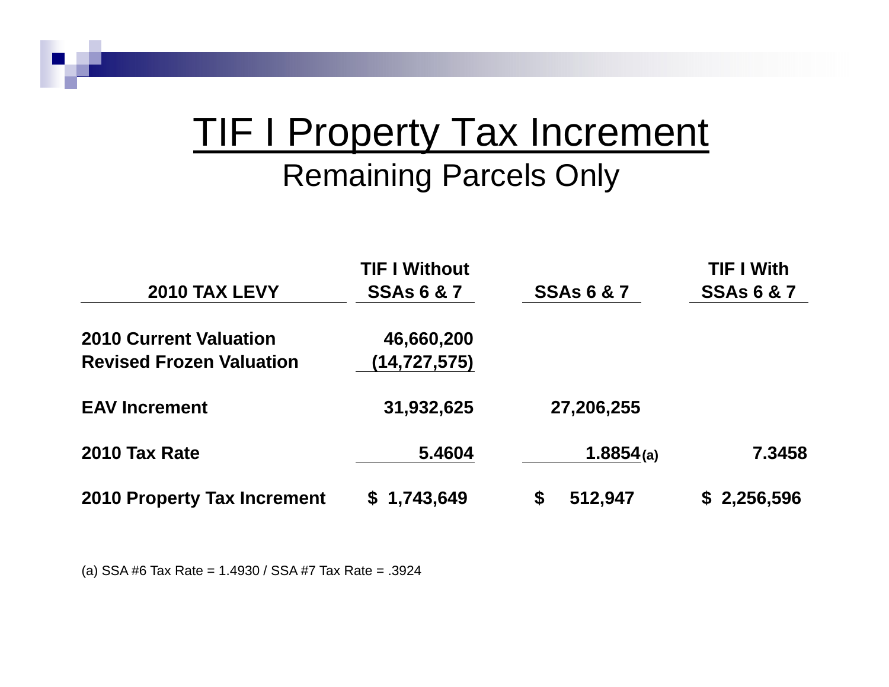# TIF I Property Tax Increment

## Remaining Parcels Only

| 2010 TAX LEVY | TIF I Without SSAs 6 & 7 | SSAs 6 & 7 | TIF I With SSAs 6 & 7 |
|---|---|---|---|
| 2010 Current Valuation | 46,660,200 | | |
| Revised Frozen Valuation | (14,727,575) | | |
| EAV Increment | 31,932,625 | 27,206,255 | |
| 2010 Tax Rate | 5.4604 | 1.8854 (a) | 7.3458 |
| 2010 Property Tax Increment | $ 1,743,649 | $ 512,947 | $ 2,256,596 |

(a) SSA #6 Tax Rate = 1.4930 / SSA #7 Tax Rate = .3924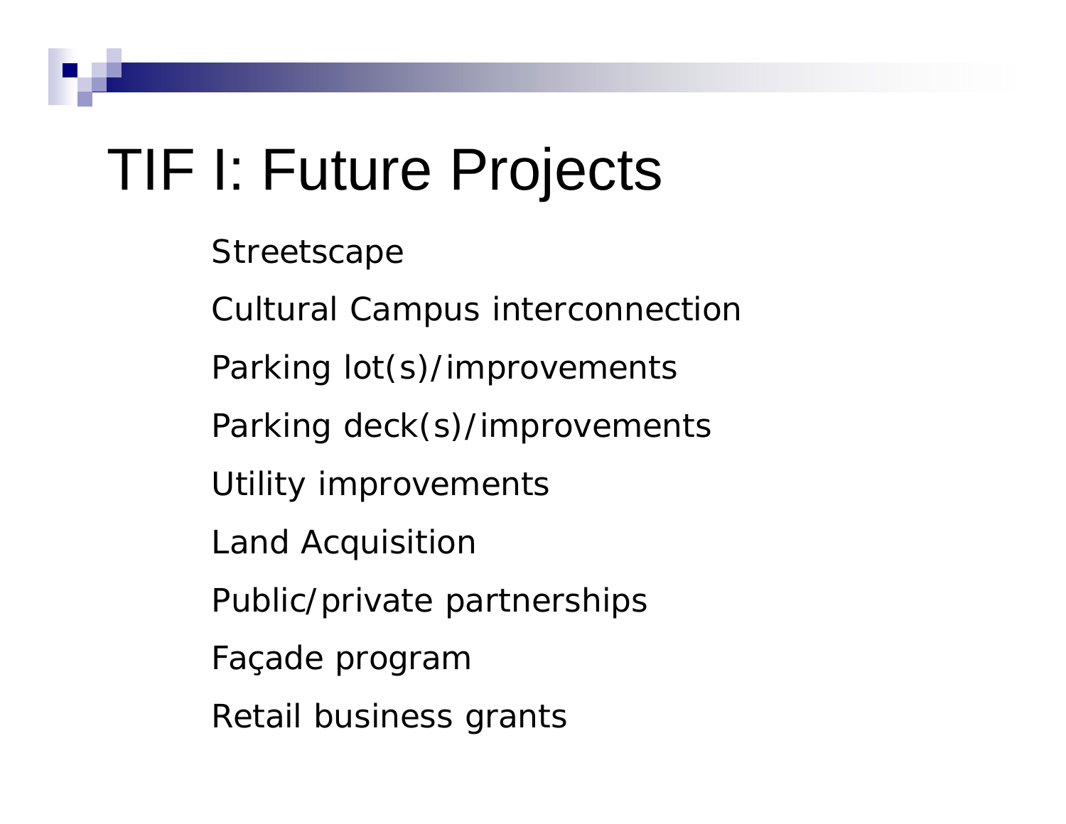# TIF I: Future Projects

- Streetscape
- Cultural Campus interconnection
- Parking lot(s)/improvements
- Parking deck(s)/improvements
- Utility improvements
- Land Acquisition
- Public/private partnerships
- Façade program
- Retail business grants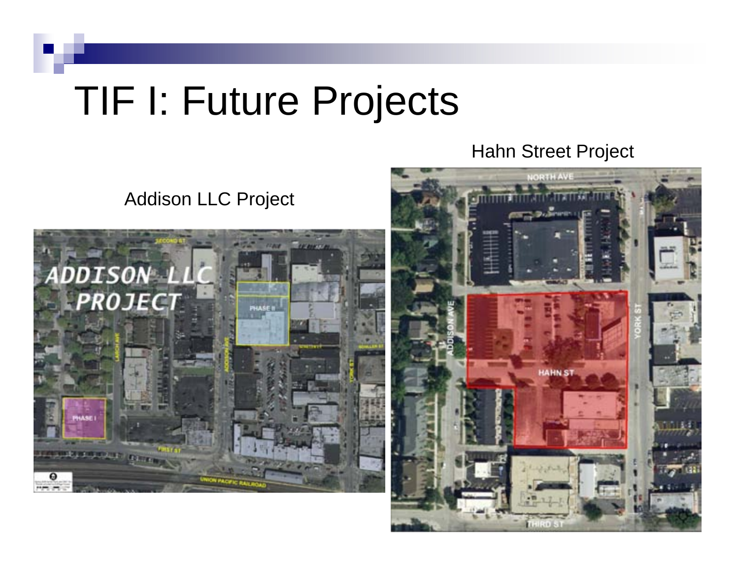# TIF I: Future Projects

Addison LLC Project

Hahn Street Project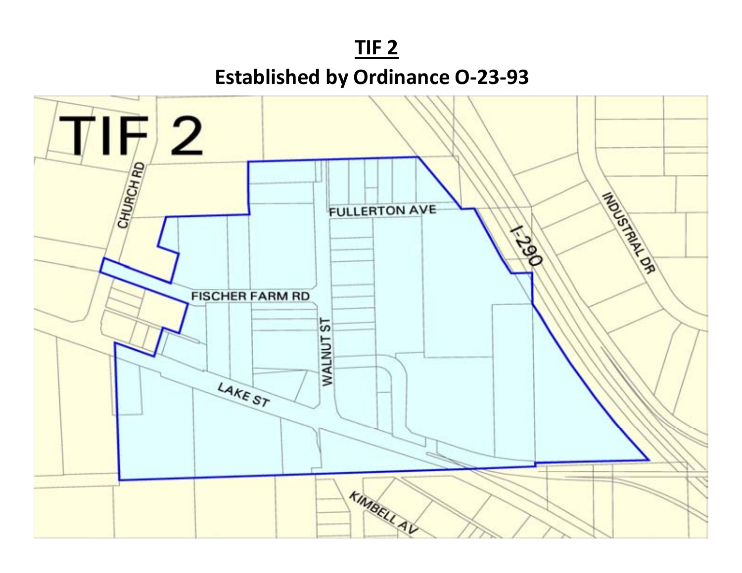**TIF 2**

**Established by Ordinance O-23-93**

TIF 2

CHURCH RD

FULLERTON AVE

I-290

INDUSTRIAL DR

FISCHER FARM RD

WALNUT ST

LAKE ST

KIMBELL AV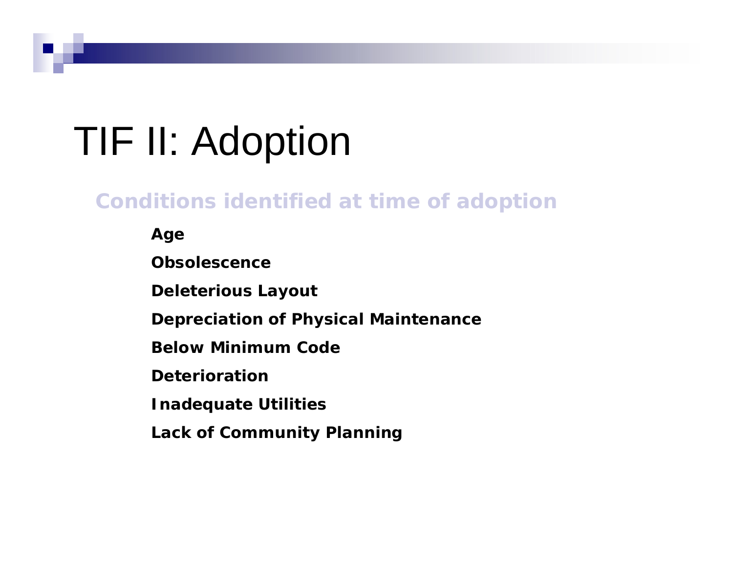# TIF II: Adoption

## Conditions identified at time of adoption

- **Age**
- **Obsolescence**
- **Deleterious Layout**
- **Depreciation of Physical Maintenance**
- **Below Minimum Code**
- **Deterioration**
- **Inadequate Utilities**
- **Lack of Community Planning**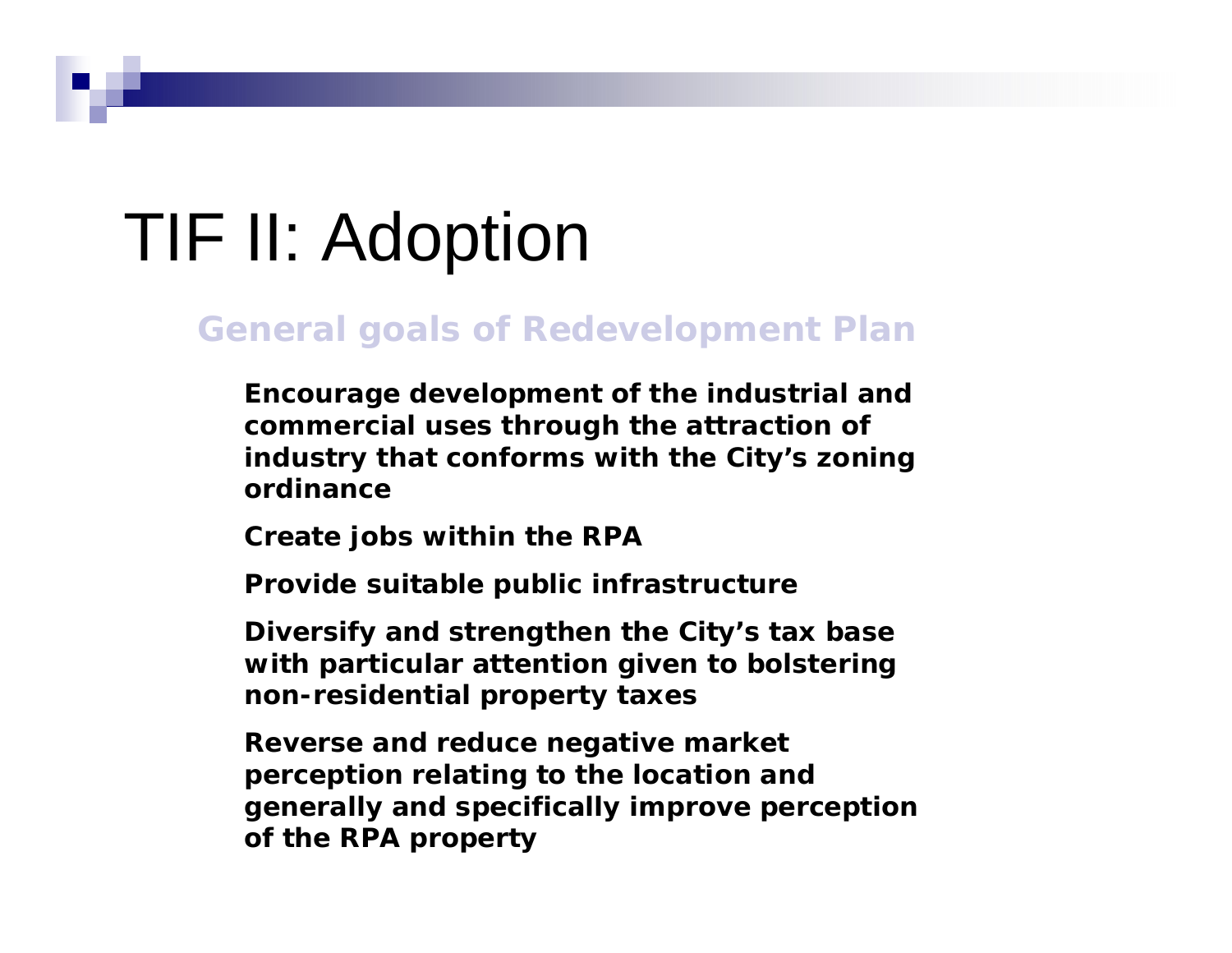# TIF II: Adoption

## General goals of Redevelopment Plan

**Encourage development of the industrial and commercial uses through the attraction of industry that conforms with the City's zoning ordinance**

**Create jobs within the RPA**

**Provide suitable public infrastructure**

**Diversify and strengthen the City's tax base with particular attention given to bolstering non-residential property taxes**

**Reverse and reduce negative market perception relating to the location and generally and specifically improve perception of the RPA property**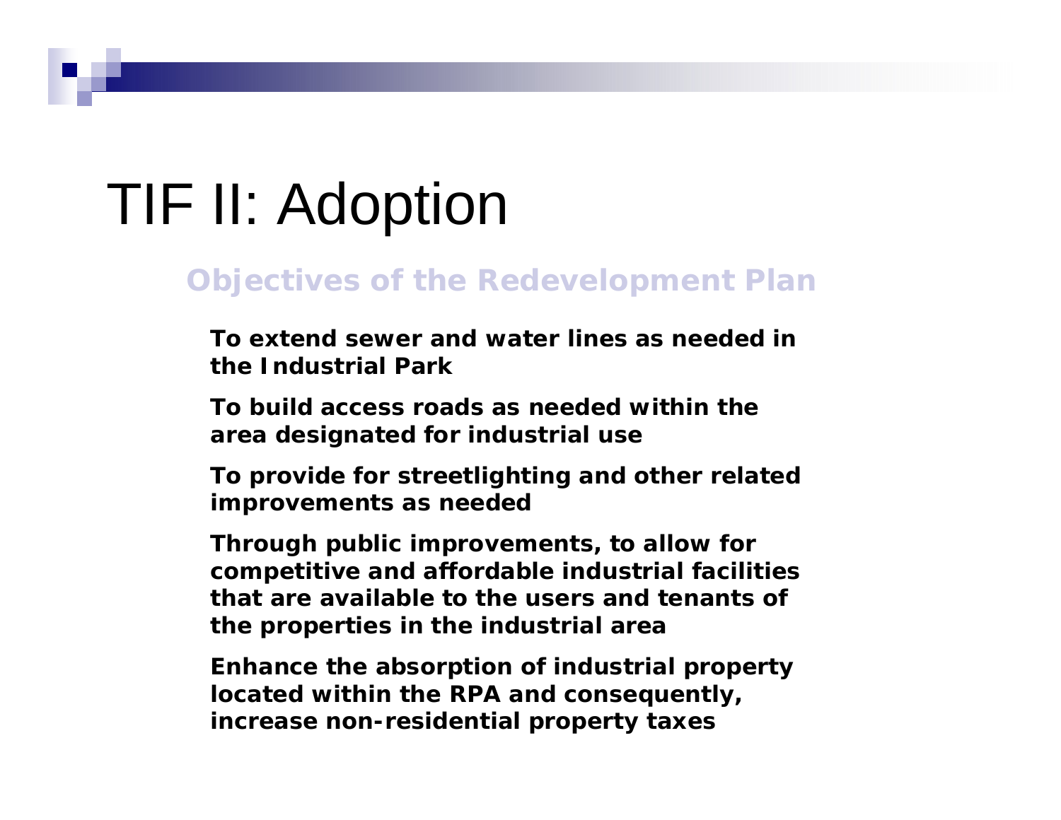# TIF II: Adoption

## Objectives of the Redevelopment Plan

**To extend sewer and water lines as needed in the Industrial Park**

**To build access roads as needed within the area designated for industrial use**

**To provide for streetlighting and other related improvements as needed**

**Through public improvements, to allow for competitive and affordable industrial facilities that are available to the users and tenants of the properties in the industrial area**

**Enhance the absorption of industrial property located within the RPA and consequently, increase non-residential property taxes**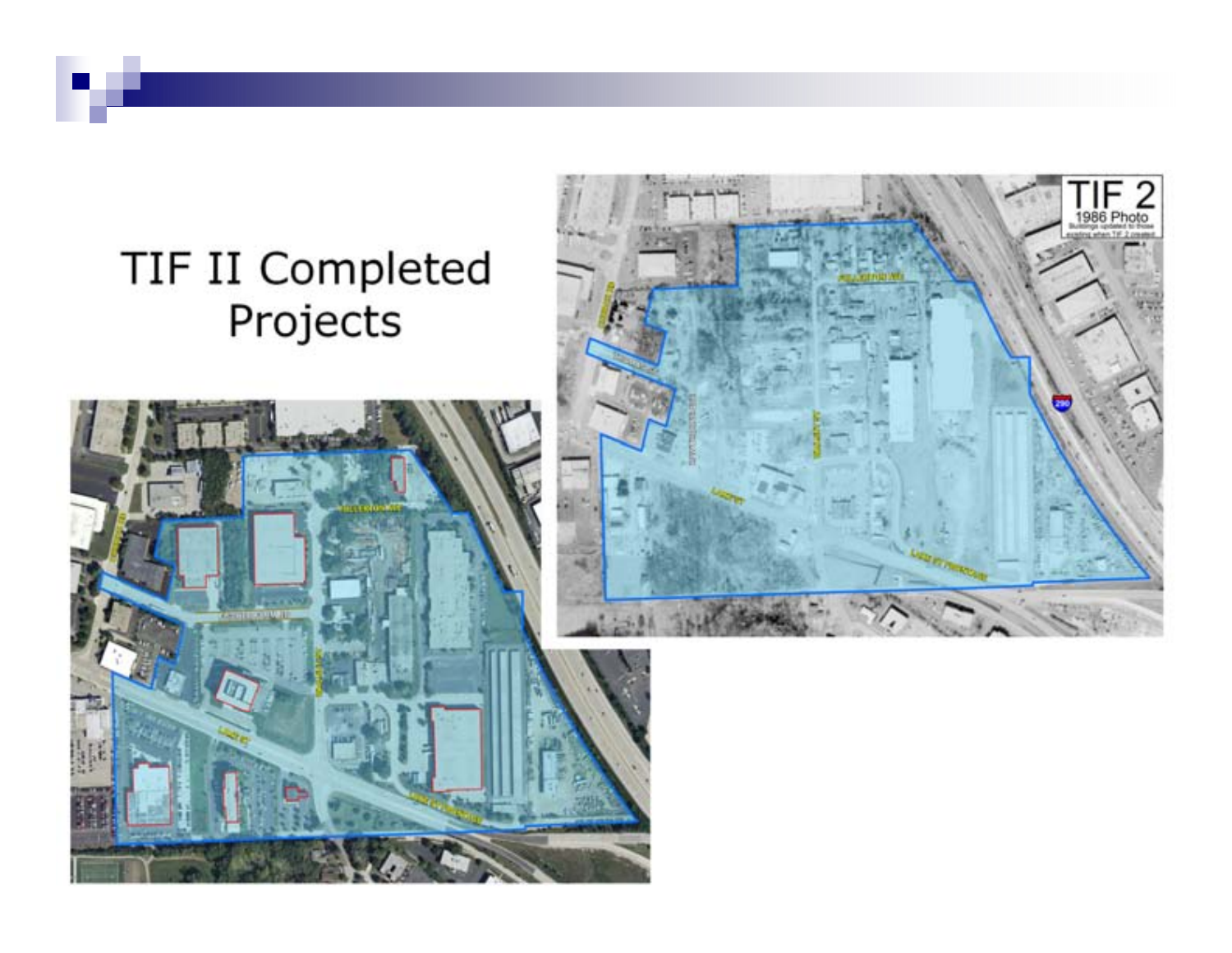# TIF II Completed Projects

TIF 2

1986 Photo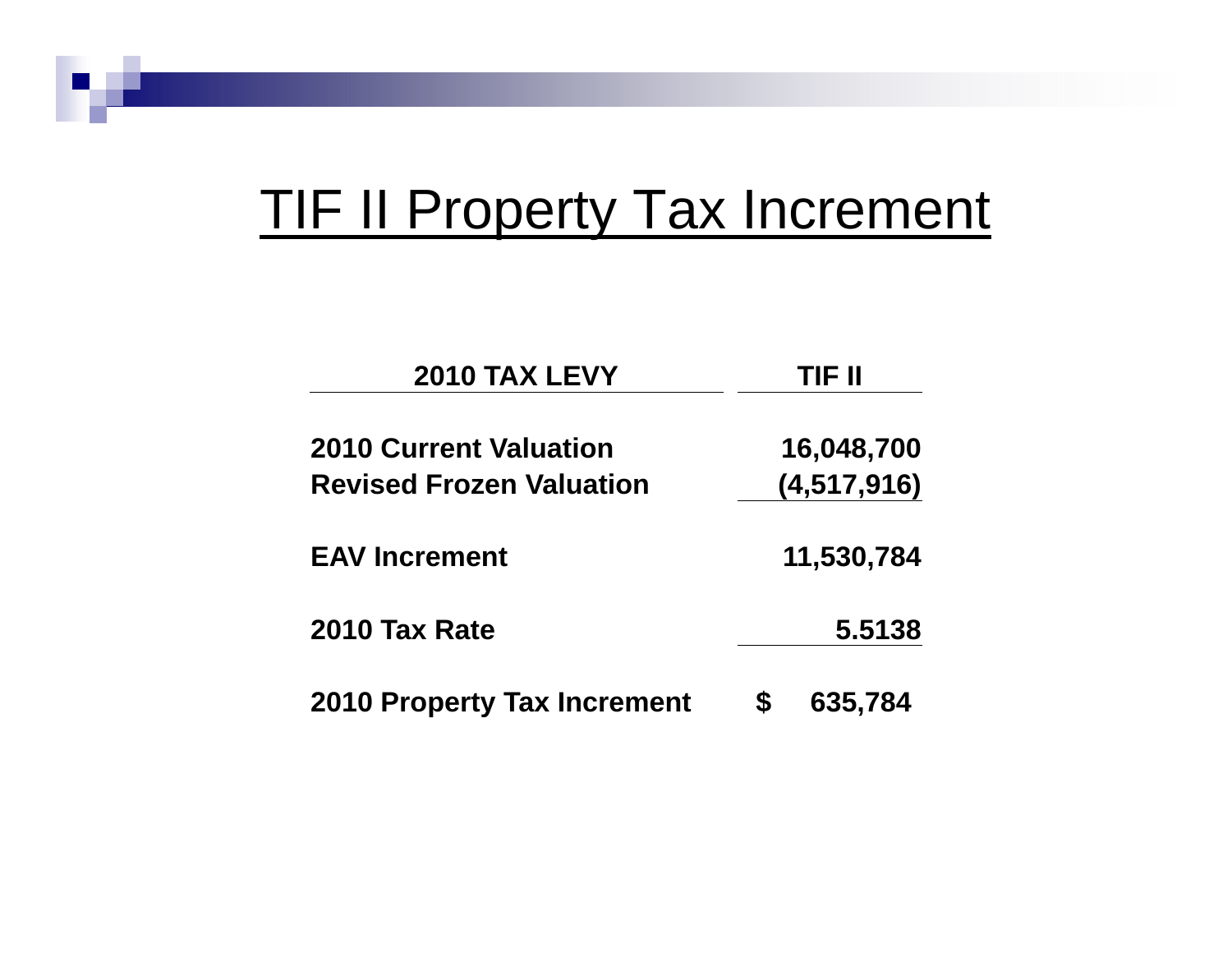# TIF II Property Tax Increment

| 2010 TAX LEVY | TIF II |
| --- | --- |
| 2010 Current Valuation | 16,048,700 |
| Revised Frozen Valuation | (4,517,916) |
| EAV Increment | 11,530,784 |
| 2010 Tax Rate | 5.5138 |
| 2010 Property Tax Increment | $ 635,784 |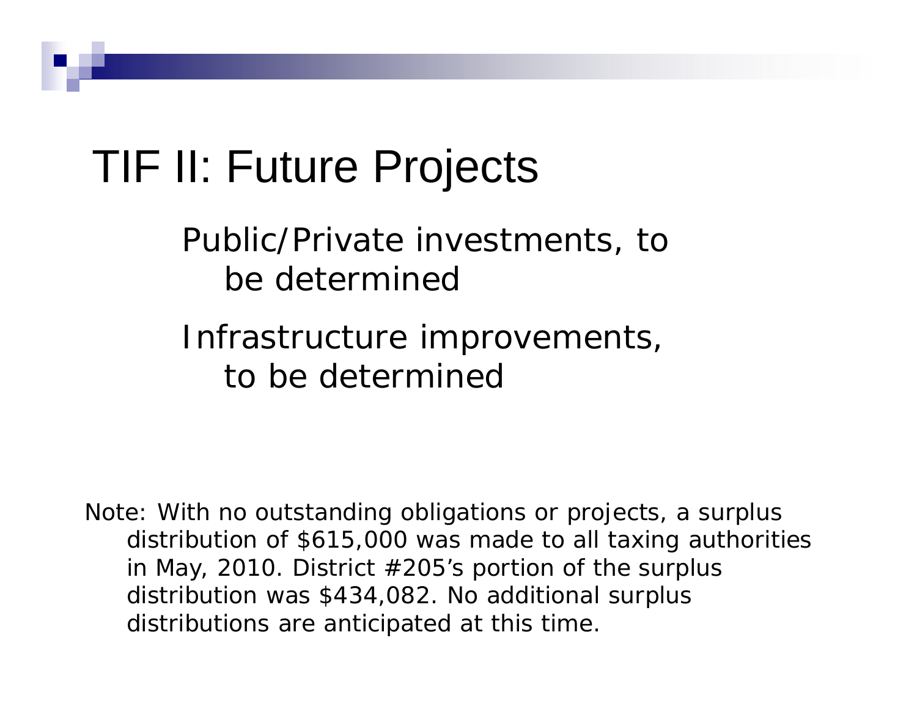# TIF II: Future Projects

- Public/Private investments, to be determined
- Infrastructure improvements, to be determined

Note: With no outstanding obligations or projects, a surplus distribution of $615,000 was made to all taxing authorities in May, 2010. District #205's portion of the surplus distribution was $434,082. No additional surplus distributions are anticipated at this time.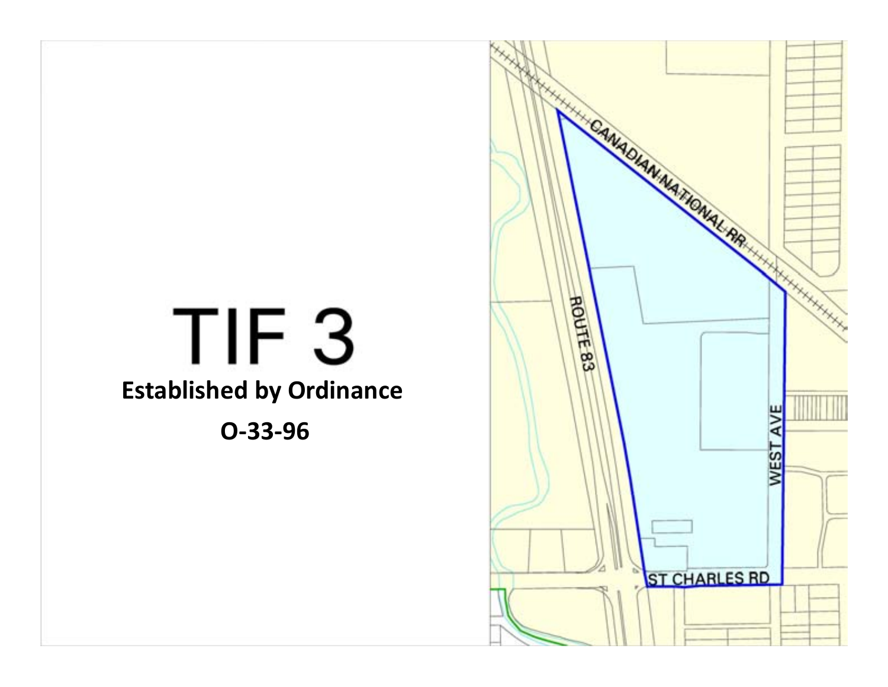# TIF 3

**Established by Ordinance**

**O-33-96**

CANADIAN NATIONAL RR

ROUTE 83

WEST AVE

ST CHARLES RD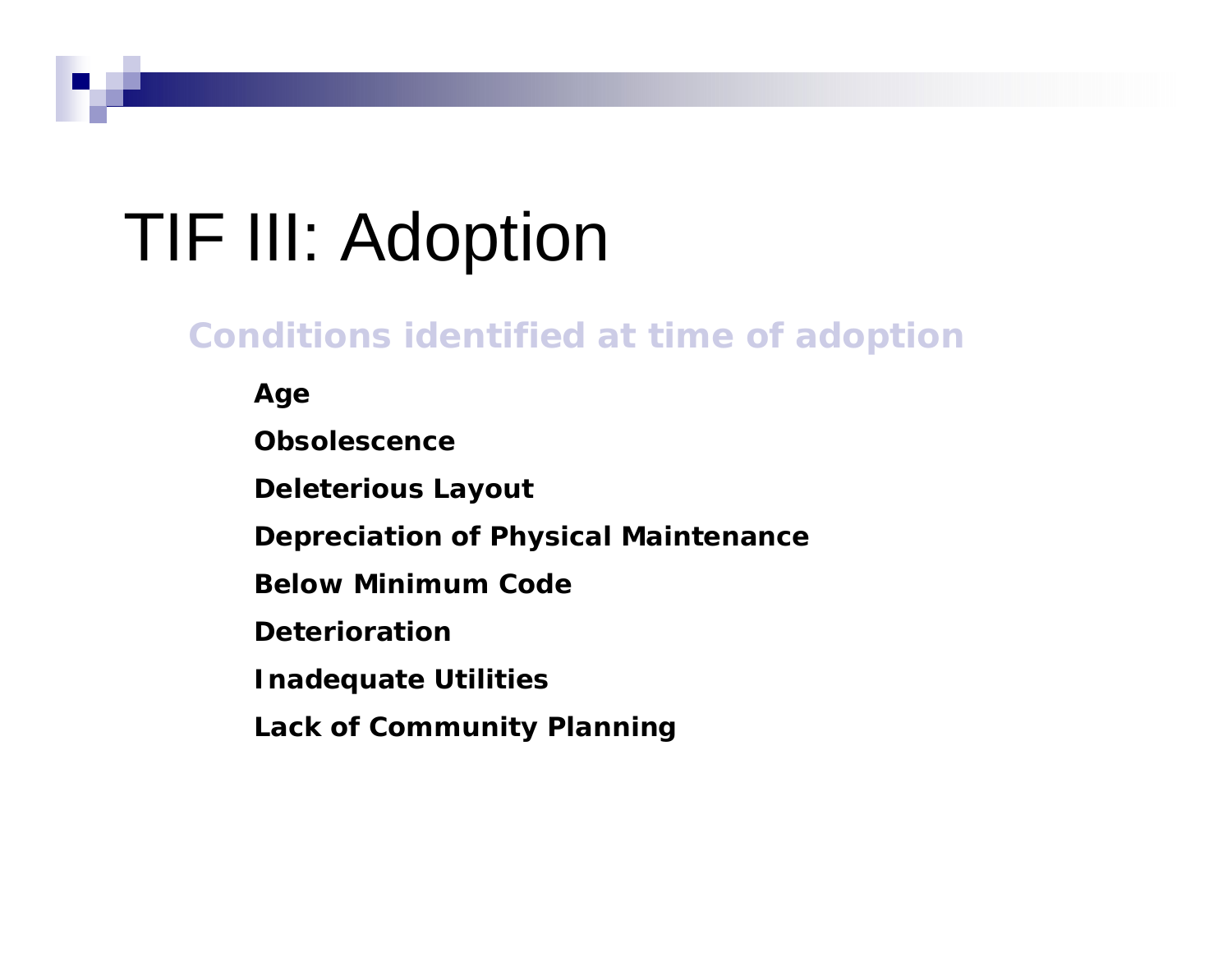# TIF III: Adoption

## Conditions identified at time of adoption

**Age**

**Obsolescence**

**Deleterious Layout**

**Depreciation of Physical Maintenance**

**Below Minimum Code**

**Deterioration**

**Inadequate Utilities**

**Lack of Community Planning**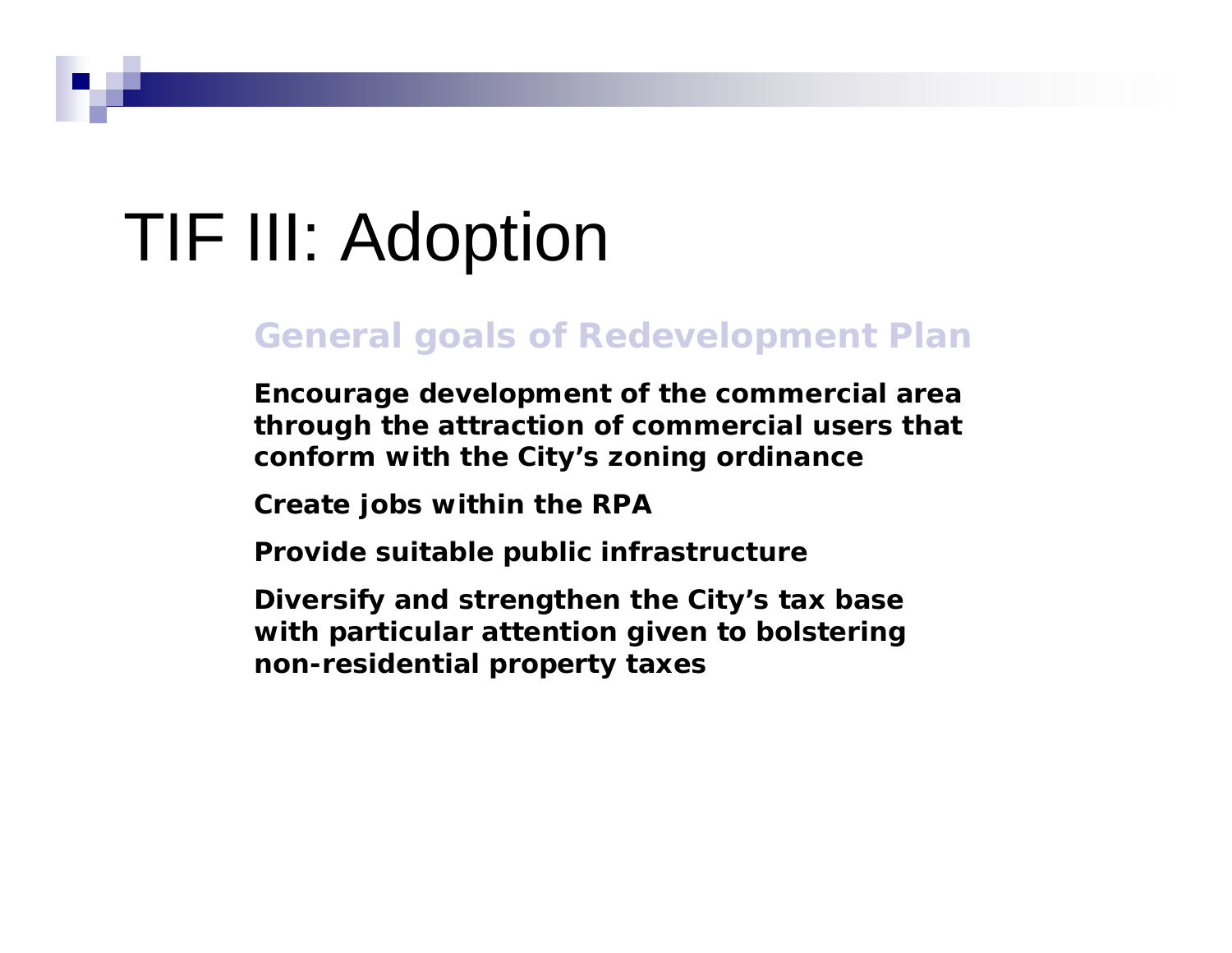# TIF III: Adoption

## General goals of Redevelopment Plan

**Encourage development of the commercial area through the attraction of commercial users that conform with the City's zoning ordinance**

**Create jobs within the RPA**

**Provide suitable public infrastructure**

**Diversify and strengthen the City's tax base with particular attention given to bolstering non-residential property taxes**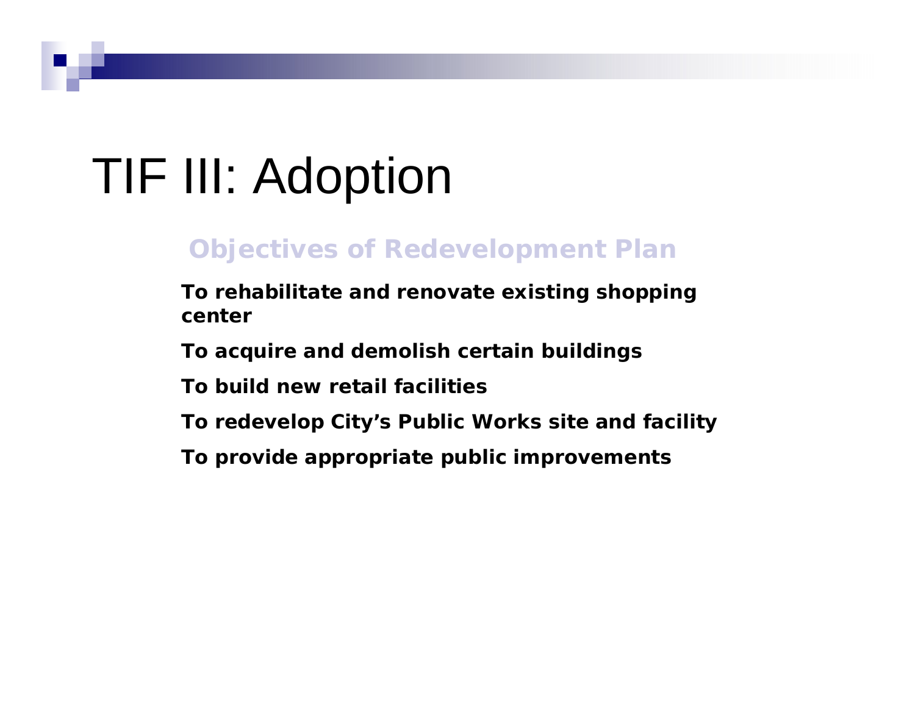# TIF III: Adoption

## Objectives of Redevelopment Plan

**To rehabilitate and renovate existing shopping center**

**To acquire and demolish certain buildings**

**To build new retail facilities**

**To redevelop City's Public Works site and facility**

**To provide appropriate public improvements**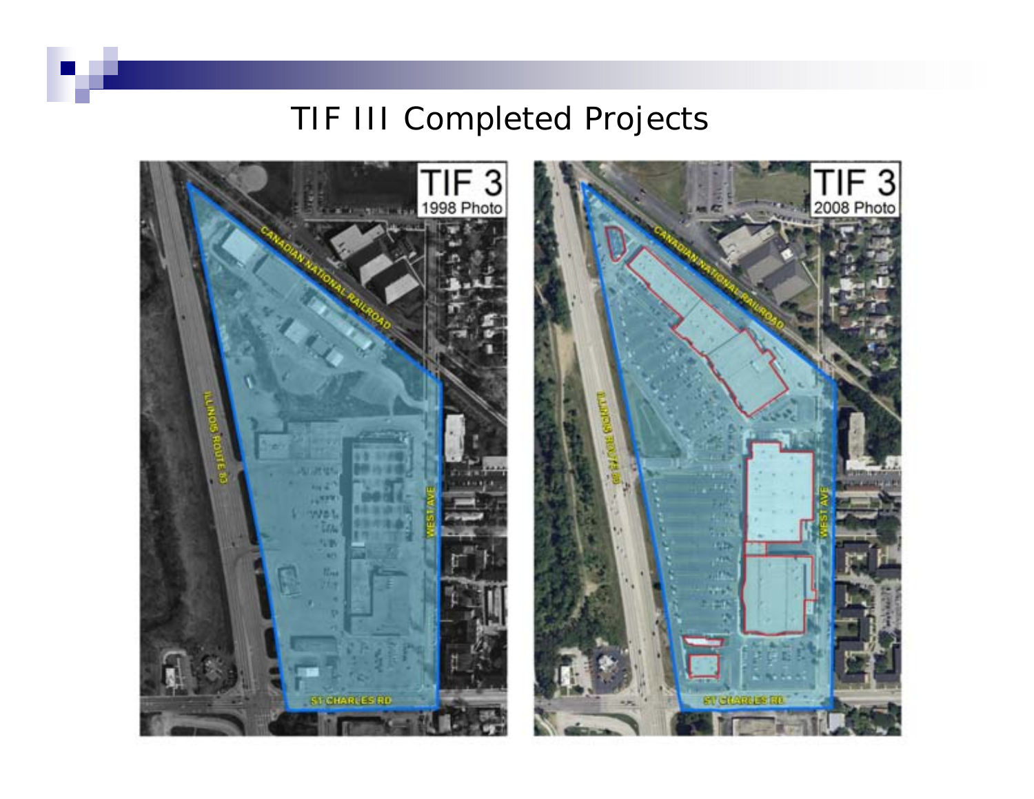# TIF III Completed Projects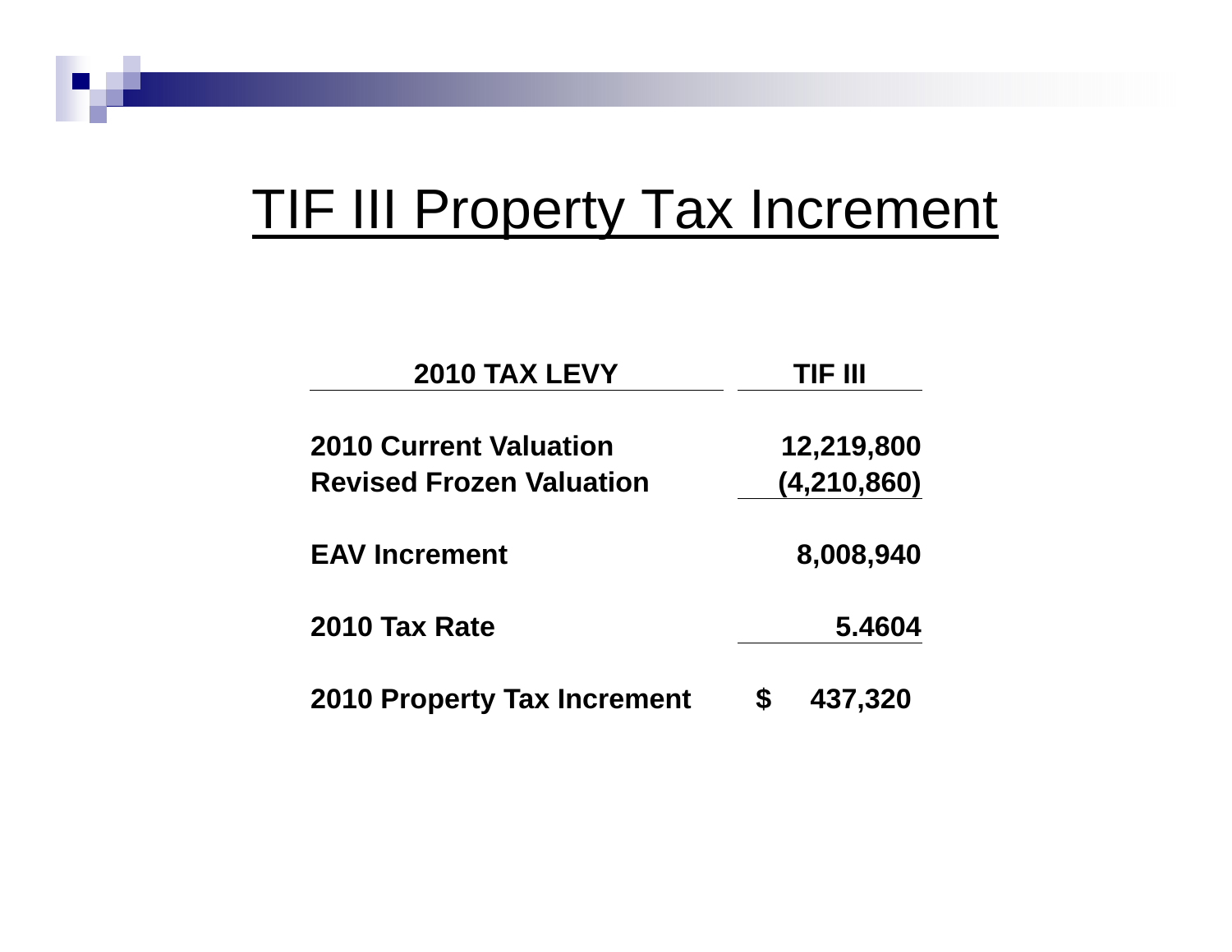# TIF III Property Tax Increment

| 2010 TAX LEVY | TIF III |
|---|---|
| 2010 Current Valuation | 12,219,800 |
| Revised Frozen Valuation | (4,210,860) |
| EAV Increment | 8,008,940 |
| 2010 Tax Rate | 5.4604 |
| 2010 Property Tax Increment | $ 437,320 |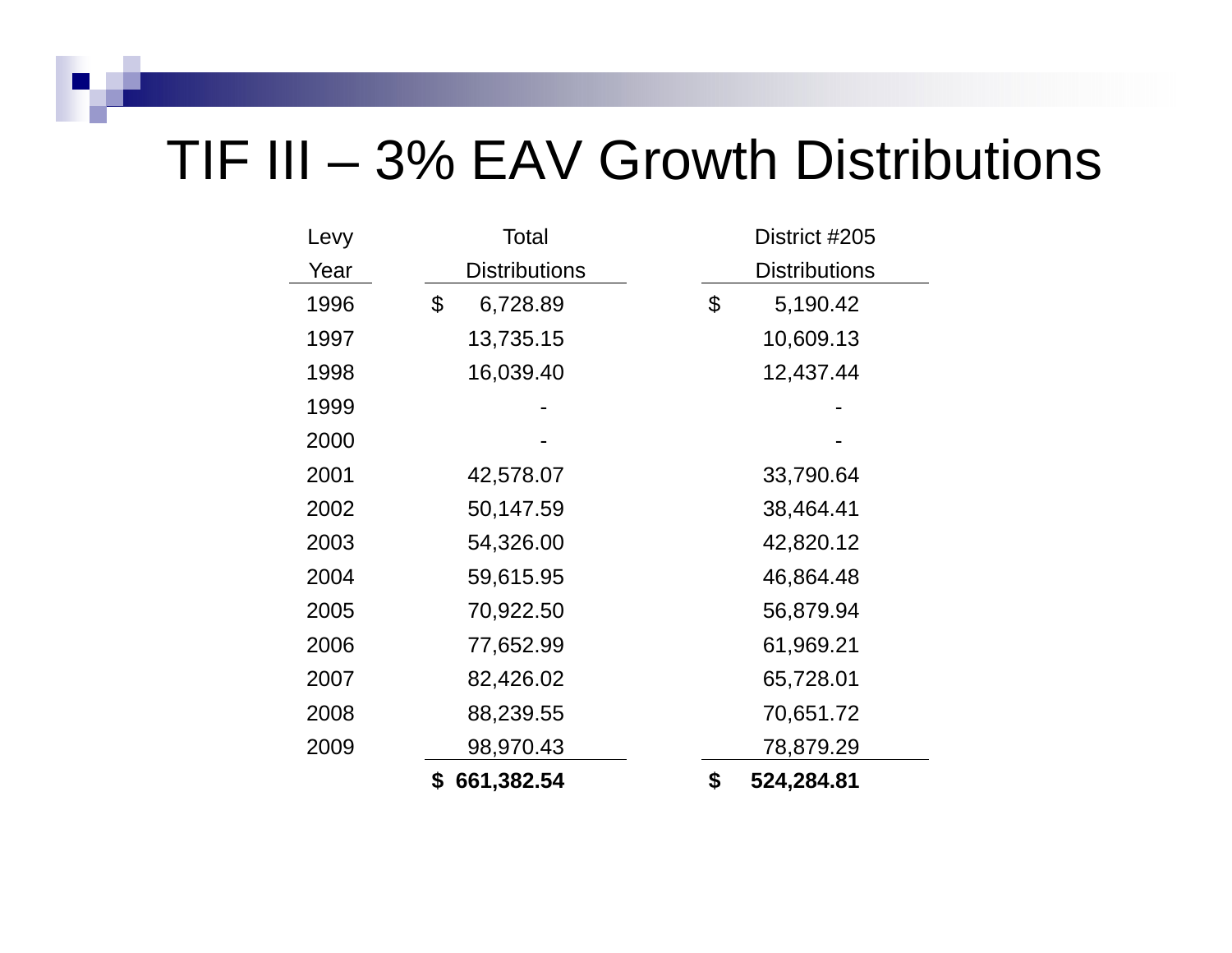# TIF III – 3% EAV Growth Distributions

| Levy Year | Total Distributions | District #205 Distributions |
|---|---|---|
| 1996 | $ 6,728.89 | $ 5,190.42 |
| 1997 | 13,735.15 | 10,609.13 |
| 1998 | 16,039.40 | 12,437.44 |
| 1999 | - | - |
| 2000 | - | - |
| 2001 | 42,578.07 | 33,790.64 |
| 2002 | 50,147.59 | 38,464.41 |
| 2003 | 54,326.00 | 42,820.12 |
| 2004 | 59,615.95 | 46,864.48 |
| 2005 | 70,922.50 | 56,879.94 |
| 2006 | 77,652.99 | 61,969.21 |
| 2007 | 82,426.02 | 65,728.01 |
| 2008 | 88,239.55 | 70,651.72 |
| 2009 | 98,970.43 | 78,879.29 |
| | **$ 661,382.54** | **$ 524,284.81** |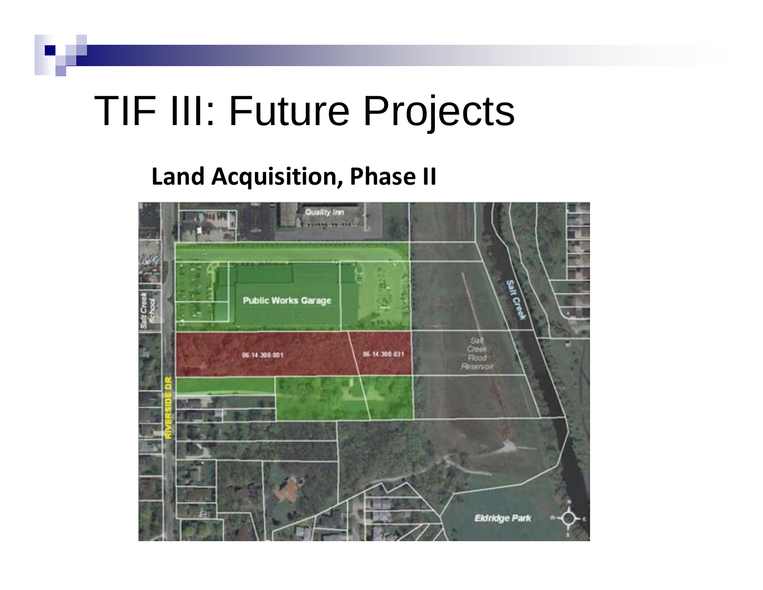# TIF III: Future Projects

**Land Acquisition, Phase II**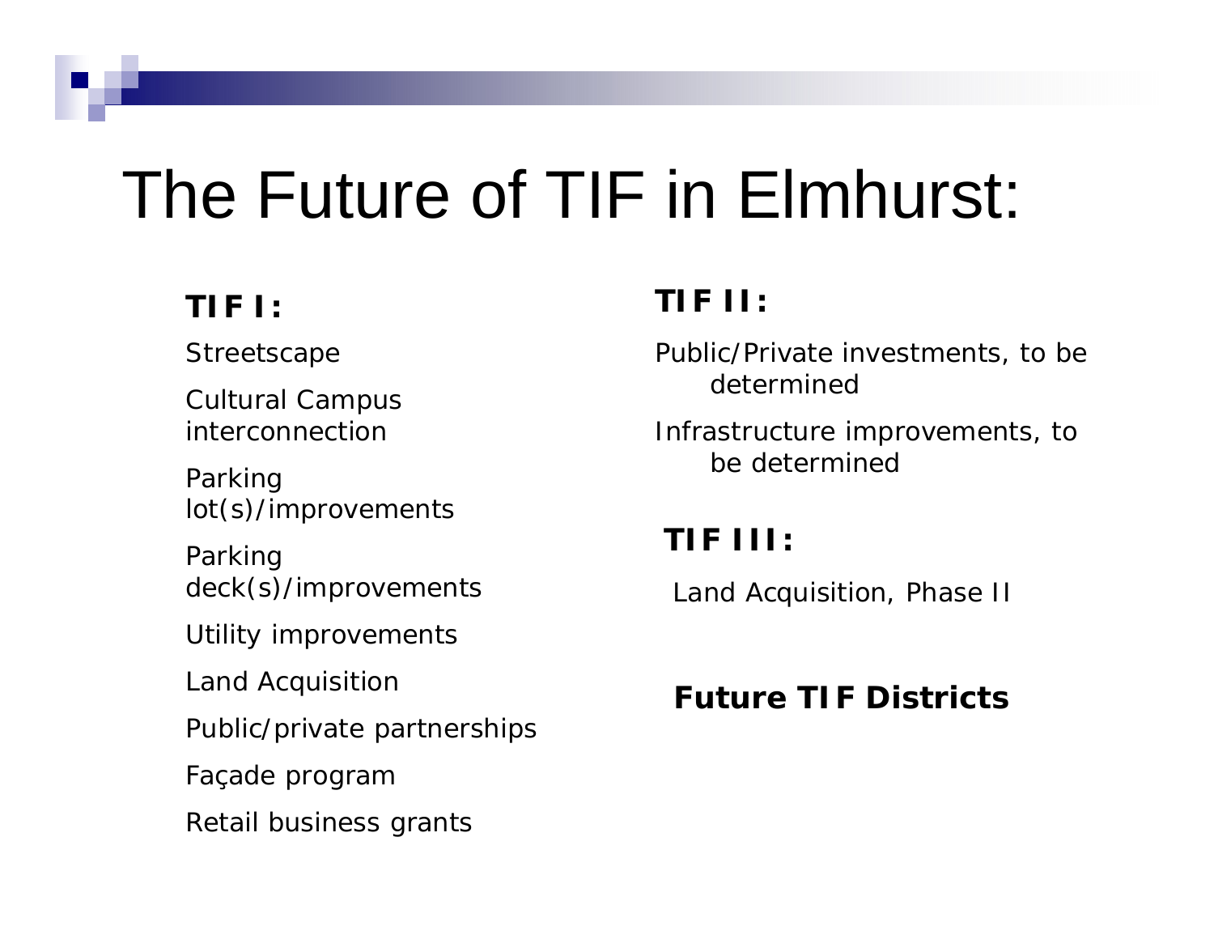# The Future of TIF in Elmhurst:

**TIF I:**

Streetscape

Cultural Campus interconnection

Parking lot(s)/improvements

Parking deck(s)/improvements

Utility improvements

Land Acquisition

Public/private partnerships

Façade program

Retail business grants

**TIF II:**

Public/Private investments, to be determined

Infrastructure improvements, to be determined

**TIF III:**

Land Acquisition, Phase II

**Future TIF Districts**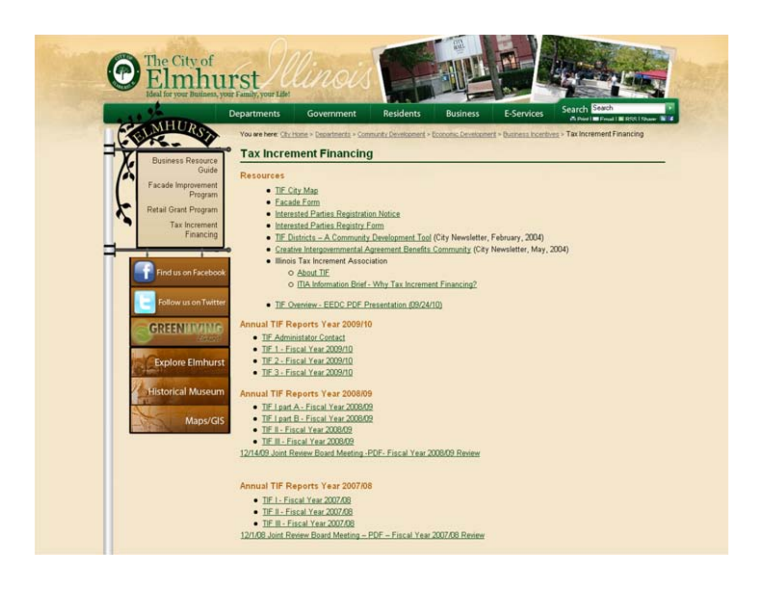The City of Elmhurst Illinois

Ideal for your Business, your Family, your Life!

Departments | Government | Residents | Business | E-Services | Search

You are here: City Home > Departments > Community Development > Economic Development > Business Incentives > Tax Increment Financing

- Business Resource Guide
- Facade Improvement Program
- Retail Grant Program
- Tax Increment Financing

Find us on Facebook

Follow us on Twitter

Green Living

Explore Elmhurst

Historical Museum

Maps/GIS

# Tax Increment Financing

## Resources

- TIF City Map
- Facade Form
- Interested Parties Registration Notice
- Interested Parties Registry Form
- TIF Districts – A Community Development Tool (City Newsletter, February, 2004)
- Creative Intergovernmental Agreement Benefits Community (City Newsletter, May, 2004)
- Illinois Tax Increment Association
  - About TIF
  - ITIA Information Brief - Why Tax Increment Financing?
- TIF Overview - EEDC PDF Presentation (09/24/10)

## Annual TIF Reports Year 2009/10

- TIF Administator Contact
- TIF 1 - Fiscal Year 2009/10
- TIF 2 - Fiscal Year 2009/10
- TIF 3 - Fiscal Year 2009/10

## Annual TIF Reports Year 2008/09

- TIF I part A - Fiscal Year 2008/09
- TIF I part B - Fiscal Year 2008/09
- TIF II - Fiscal Year 2008/09
- TIF III - Fiscal Year 2008/09

12/14/09 Joint Review Board Meeting -PDF- Fiscal Year 2008/09 Review

## Annual TIF Reports Year 2007/08

- TIF I - Fiscal Year 2007/08
- TIF II - Fiscal Year 2007/08
- TIF III - Fiscal Year 2007/08

12/1/08 Joint Review Board Meeting – PDF – Fiscal Year 2007/08 Review